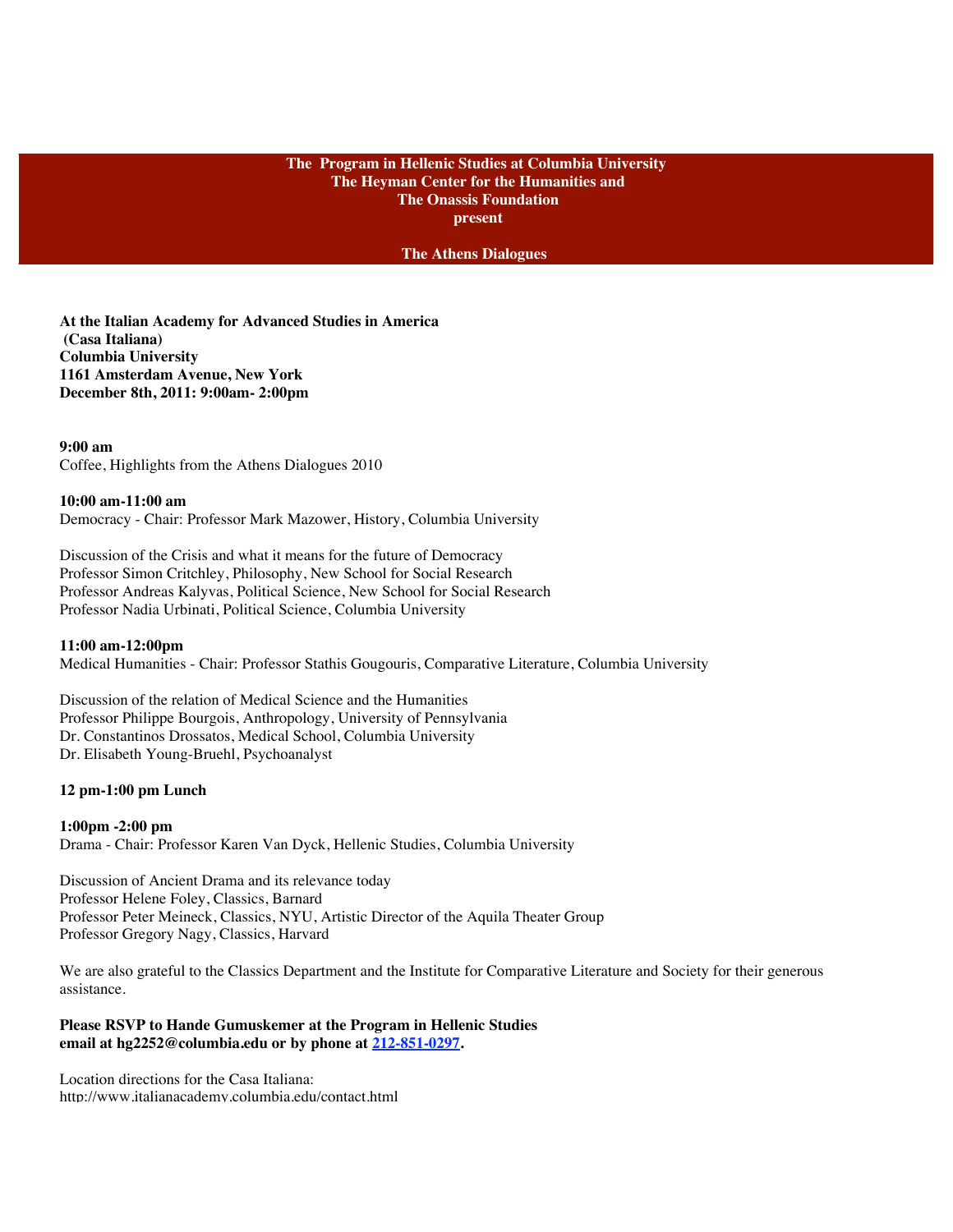**The Program in Hellenic Studies at Columbia University**
**The Heyman Center for the Humanities and**
**The Onassis Foundation**
**present**

# The Athens Dialogues

**At the Italian Academy for Advanced Studies in America**
**(Casa Italiana)**
**Columbia University**
**1161 Amsterdam Avenue, New York**
**December 8th, 2011: 9:00am- 2:00pm**

**9:00 am**
Coffee, Highlights from the Athens Dialogues 2010

**10:00 am-11:00 am**
Democracy - Chair: Professor Mark Mazower, History, Columbia University

Discussion of the Crisis and what it means for the future of Democracy
Professor Simon Critchley, Philosophy, New School for Social Research
Professor Andreas Kalyvas, Political Science, New School for Social Research
Professor Nadia Urbinati, Political Science, Columbia University

**11:00 am-12:00pm**
Medical Humanities - Chair: Professor Stathis Gougouris, Comparative Literature, Columbia University

Discussion of the relation of Medical Science and the Humanities
Professor Philippe Bourgois, Anthropology, University of Pennsylvania
Dr. Constantinos Drossatos, Medical School, Columbia University
Dr. Elisabeth Young-Bruehl, Psychoanalyst

**12 pm-1:00 pm Lunch**

**1:00pm -2:00 pm**
Drama - Chair: Professor Karen Van Dyck, Hellenic Studies, Columbia University

Discussion of Ancient Drama and its relevance today
Professor Helene Foley, Classics, Barnard
Professor Peter Meineck, Classics, NYU, Artistic Director of the Aquila Theater Group
Professor Gregory Nagy, Classics, Harvard

We are also grateful to the Classics Department and the Institute for Comparative Literature and Society for their generous assistance.

**Please RSVP to Hande Gumuskemer at the Program in Hellenic Studies email at hg2252@columbia.edu or by phone at 212-851-0297.**

Location directions for the Casa Italiana:
http://www.italianacademy.columbia.edu/contact.html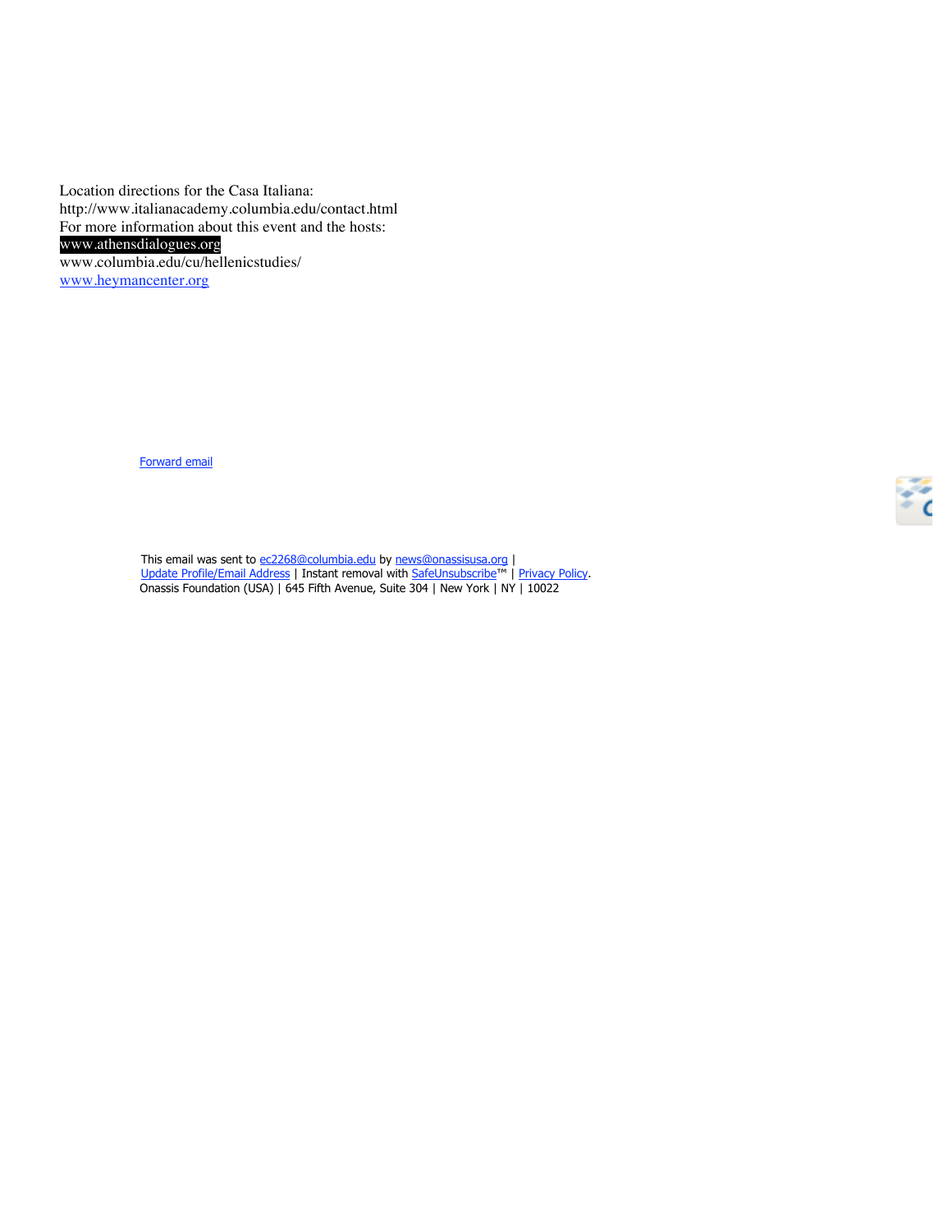Location directions for the Casa Italiana:
http://www.italianacademy.columbia.edu/contact.html
For more information about this event and the hosts:
www.athensdialogues.org
www.columbia.edu/cu/hellenicstudies/
www.heymancenter.org

Forward email

This email was sent to ec2268@columbia.edu by news@onassisusa.org |
Update Profile/Email Address | Instant removal with SafeUnsubscribe™ | Privacy Policy.
Onassis Foundation (USA) | 645 Fifth Avenue, Suite 304 | New York | NY | 10022